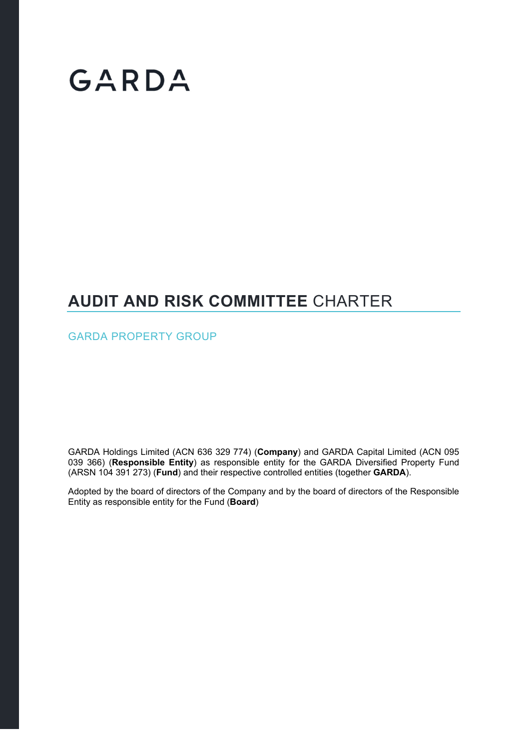# GARDA

# **AUDIT AND RISK COMMITTEE** CHARTER

## GARDA PROPERTY GROUP

GARDA Holdings Limited (ACN 636 329 774) (**Company**) and GARDA Capital Limited (ACN 095 039 366) (**Responsible Entity**) as responsible entity for the GARDA Diversified Property Fund (ARSN 104 391 273) (**Fund**) and their respective controlled entities (together **GARDA**).

Adopted by the board of directors of the Company and by the board of directors of the Responsible Entity as responsible entity for the Fund (**Board**)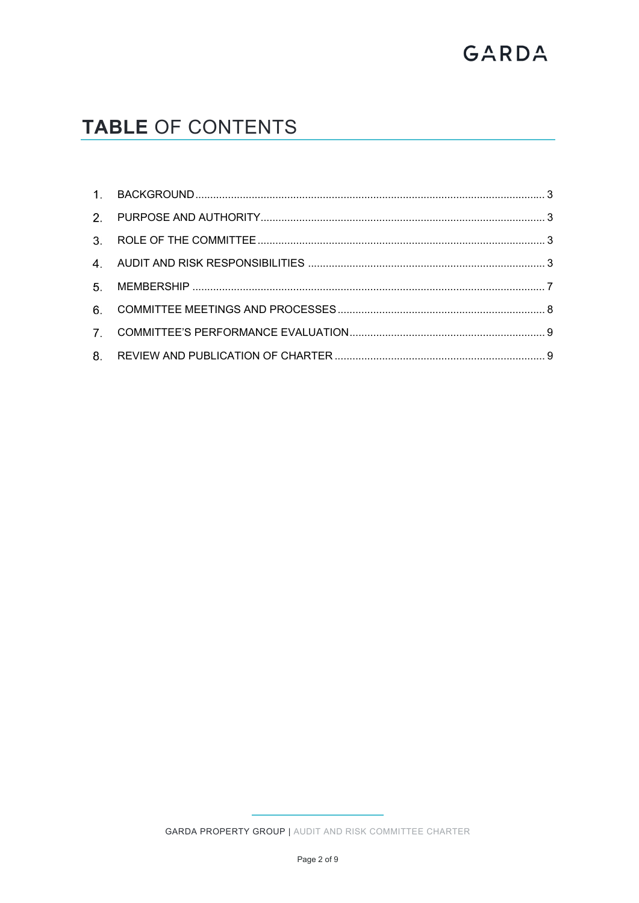# **TABLE** OF CONTENTS

1. BACKGROUND .................................................................................................................... 3
2. PURPOSE AND AUTHORITY............................................................................................... 3
3. ROLE OF THE COMMITTEE ................................................................................................ 3
4. AUDIT AND RISK RESPONSIBILITIES ............................................................................... 3
5. MEMBERSHIP ..................................................................................................................... 7
6. COMMITTEE MEETINGS AND PROCESSES ..................................................................... 8
7. COMMITTEE'S PERFORMANCE EVALUATION ................................................................. 9
8. REVIEW AND PUBLICATION OF CHARTER ...................................................................... 9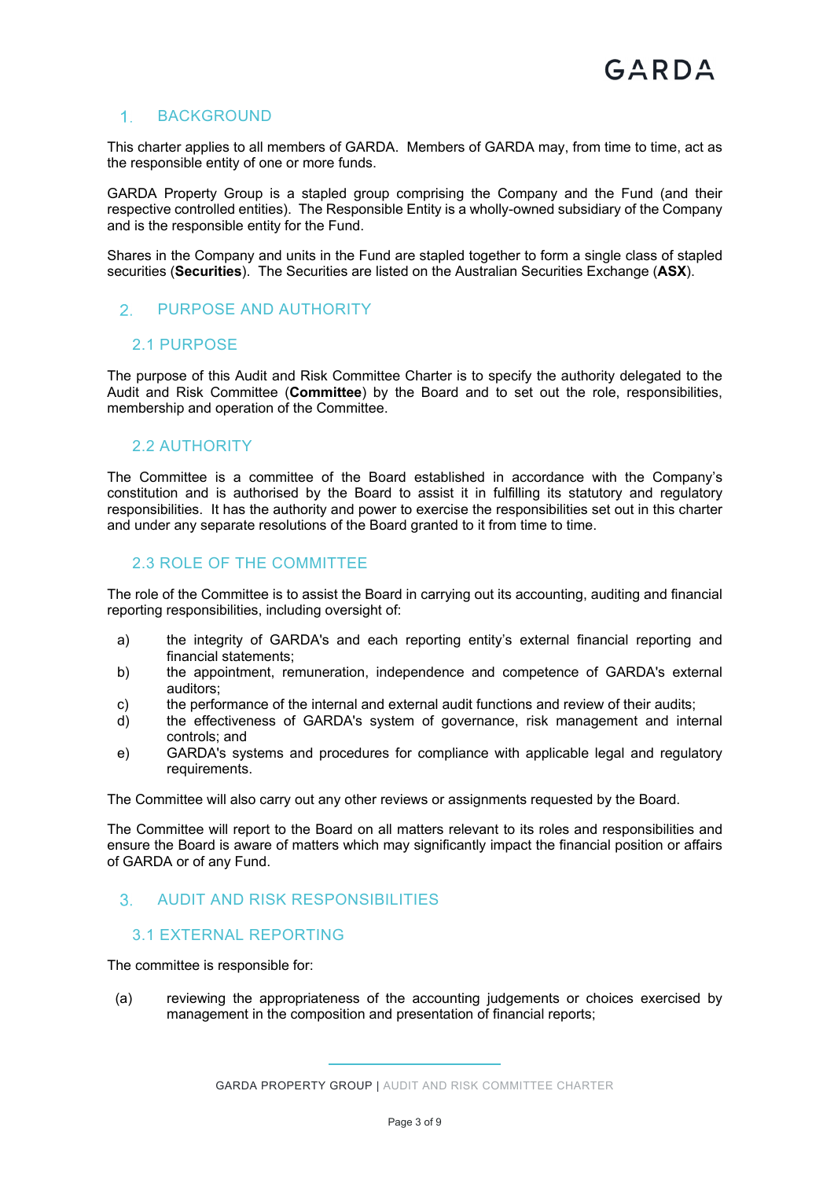## 1. BACKGROUND

This charter applies to all members of GARDA. Members of GARDA may, from time to time, act as the responsible entity of one or more funds.

GARDA Property Group is a stapled group comprising the Company and the Fund (and their respective controlled entities). The Responsible Entity is a wholly-owned subsidiary of the Company and is the responsible entity for the Fund.

Shares in the Company and units in the Fund are stapled together to form a single class of stapled securities (**Securities**). The Securities are listed on the Australian Securities Exchange (**ASX**).

## 2. PURPOSE AND AUTHORITY

### 2.1 PURPOSE

The purpose of this Audit and Risk Committee Charter is to specify the authority delegated to the Audit and Risk Committee (**Committee**) by the Board and to set out the role, responsibilities, membership and operation of the Committee.

### 2.2 AUTHORITY

The Committee is a committee of the Board established in accordance with the Company's constitution and is authorised by the Board to assist it in fulfilling its statutory and regulatory responsibilities. It has the authority and power to exercise the responsibilities set out in this charter and under any separate resolutions of the Board granted to it from time to time.

### 2.3 ROLE OF THE COMMITTEE

The role of the Committee is to assist the Board in carrying out its accounting, auditing and financial reporting responsibilities, including oversight of:

a) the integrity of GARDA's and each reporting entity's external financial reporting and financial statements;
b) the appointment, remuneration, independence and competence of GARDA's external auditors;
c) the performance of the internal and external audit functions and review of their audits;
d) the effectiveness of GARDA's system of governance, risk management and internal controls; and
e) GARDA's systems and procedures for compliance with applicable legal and regulatory requirements.

The Committee will also carry out any other reviews or assignments requested by the Board.

The Committee will report to the Board on all matters relevant to its roles and responsibilities and ensure the Board is aware of matters which may significantly impact the financial position or affairs of GARDA or of any Fund.

## 3. AUDIT AND RISK RESPONSIBILITIES

### 3.1 EXTERNAL REPORTING

The committee is responsible for:

(a) reviewing the appropriateness of the accounting judgements or choices exercised by management in the composition and presentation of financial reports;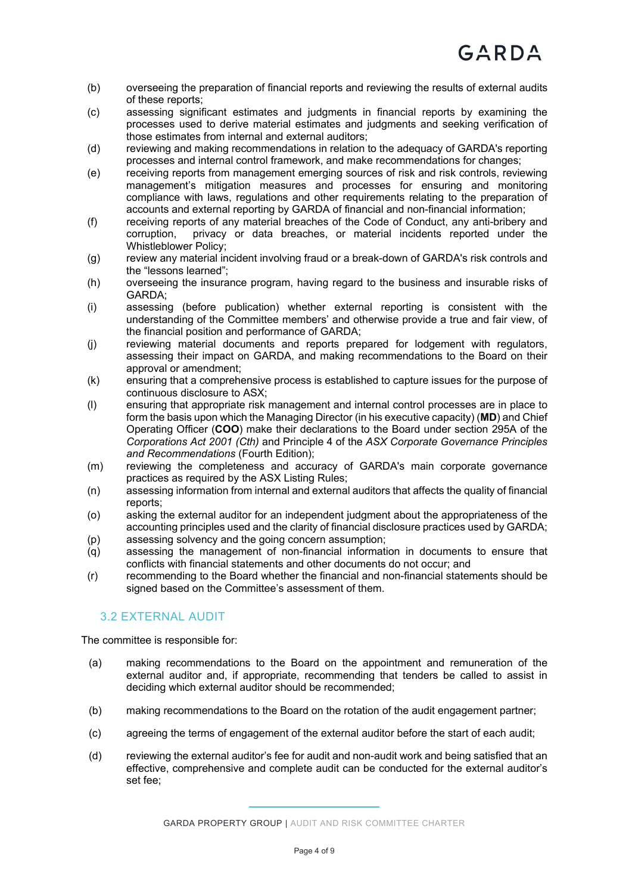(b) overseeing the preparation of financial reports and reviewing the results of external audits of these reports;

(c) assessing significant estimates and judgments in financial reports by examining the processes used to derive material estimates and judgments and seeking verification of those estimates from internal and external auditors;

(d) reviewing and making recommendations in relation to the adequacy of GARDA's reporting processes and internal control framework, and make recommendations for changes;

(e) receiving reports from management emerging sources of risk and risk controls, reviewing management's mitigation measures and processes for ensuring and monitoring compliance with laws, regulations and other requirements relating to the preparation of accounts and external reporting by GARDA of financial and non-financial information;

(f) receiving reports of any material breaches of the Code of Conduct, any anti-bribery and corruption, privacy or data breaches, or material incidents reported under the Whistleblower Policy;

(g) review any material incident involving fraud or a break-down of GARDA's risk controls and the "lessons learned";

(h) overseeing the insurance program, having regard to the business and insurable risks of GARDA;

(i) assessing (before publication) whether external reporting is consistent with the understanding of the Committee members' and otherwise provide a true and fair view, of the financial position and performance of GARDA;

(j) reviewing material documents and reports prepared for lodgement with regulators, assessing their impact on GARDA, and making recommendations to the Board on their approval or amendment;

(k) ensuring that a comprehensive process is established to capture issues for the purpose of continuous disclosure to ASX;

(l) ensuring that appropriate risk management and internal control processes are in place to form the basis upon which the Managing Director (in his executive capacity) (**MD**) and Chief Operating Officer (**COO**) make their declarations to the Board under section 295A of the *Corporations Act 2001 (Cth)* and Principle 4 of the *ASX Corporate Governance Principles and Recommendations* (Fourth Edition);

(m) reviewing the completeness and accuracy of GARDA's main corporate governance practices as required by the ASX Listing Rules;

(n) assessing information from internal and external auditors that affects the quality of financial reports;

(o) asking the external auditor for an independent judgment about the appropriateness of the accounting principles used and the clarity of financial disclosure practices used by GARDA;

(p) assessing solvency and the going concern assumption;

(q) assessing the management of non-financial information in documents to ensure that conflicts with financial statements and other documents do not occur; and

(r) recommending to the Board whether the financial and non-financial statements should be signed based on the Committee's assessment of them.

### 3.2 EXTERNAL AUDIT

The committee is responsible for:

(a) making recommendations to the Board on the appointment and remuneration of the external auditor and, if appropriate, recommending that tenders be called to assist in deciding which external auditor should be recommended;

(b) making recommendations to the Board on the rotation of the audit engagement partner;

(c) agreeing the terms of engagement of the external auditor before the start of each audit;

(d) reviewing the external auditor's fee for audit and non-audit work and being satisfied that an effective, comprehensive and complete audit can be conducted for the external auditor's set fee;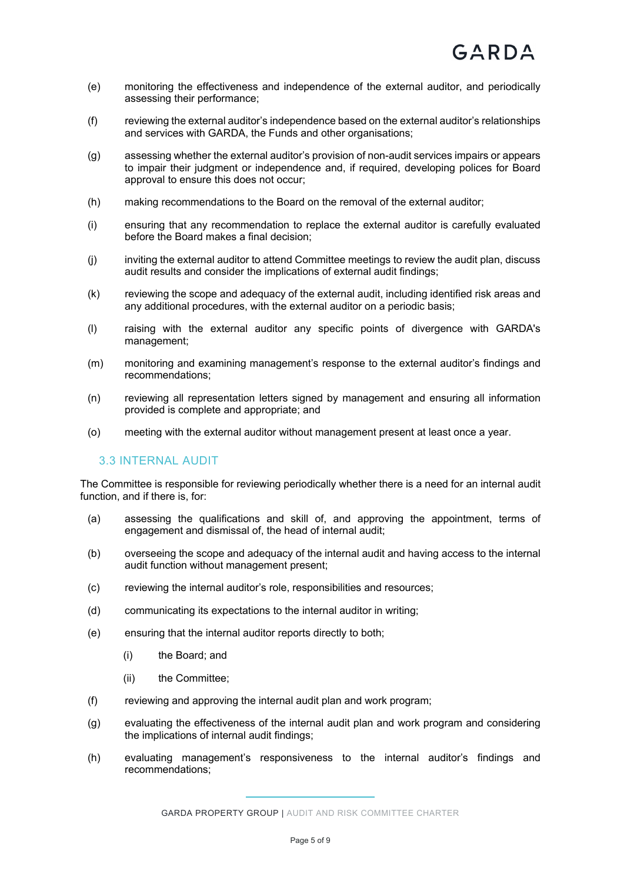(e) monitoring the effectiveness and independence of the external auditor, and periodically assessing their performance;

(f) reviewing the external auditor's independence based on the external auditor's relationships and services with GARDA, the Funds and other organisations;

(g) assessing whether the external auditor's provision of non-audit services impairs or appears to impair their judgment or independence and, if required, developing polices for Board approval to ensure this does not occur;

(h) making recommendations to the Board on the removal of the external auditor;

(i) ensuring that any recommendation to replace the external auditor is carefully evaluated before the Board makes a final decision;

(j) inviting the external auditor to attend Committee meetings to review the audit plan, discuss audit results and consider the implications of external audit findings;

(k) reviewing the scope and adequacy of the external audit, including identified risk areas and any additional procedures, with the external auditor on a periodic basis;

(l) raising with the external auditor any specific points of divergence with GARDA's management;

(m) monitoring and examining management's response to the external auditor's findings and recommendations;

(n) reviewing all representation letters signed by management and ensuring all information provided is complete and appropriate; and

(o) meeting with the external auditor without management present at least once a year.

## 3.3 INTERNAL AUDIT

The Committee is responsible for reviewing periodically whether there is a need for an internal audit function, and if there is, for:

(a) assessing the qualifications and skill of, and approving the appointment, terms of engagement and dismissal of, the head of internal audit;

(b) overseeing the scope and adequacy of the internal audit and having access to the internal audit function without management present;

(c) reviewing the internal auditor's role, responsibilities and resources;

(d) communicating its expectations to the internal auditor in writing;

(e) ensuring that the internal auditor reports directly to both;

  (i) the Board; and

  (ii) the Committee;

(f) reviewing and approving the internal audit plan and work program;

(g) evaluating the effectiveness of the internal audit plan and work program and considering the implications of internal audit findings;

(h) evaluating management's responsiveness to the internal auditor's findings and recommendations;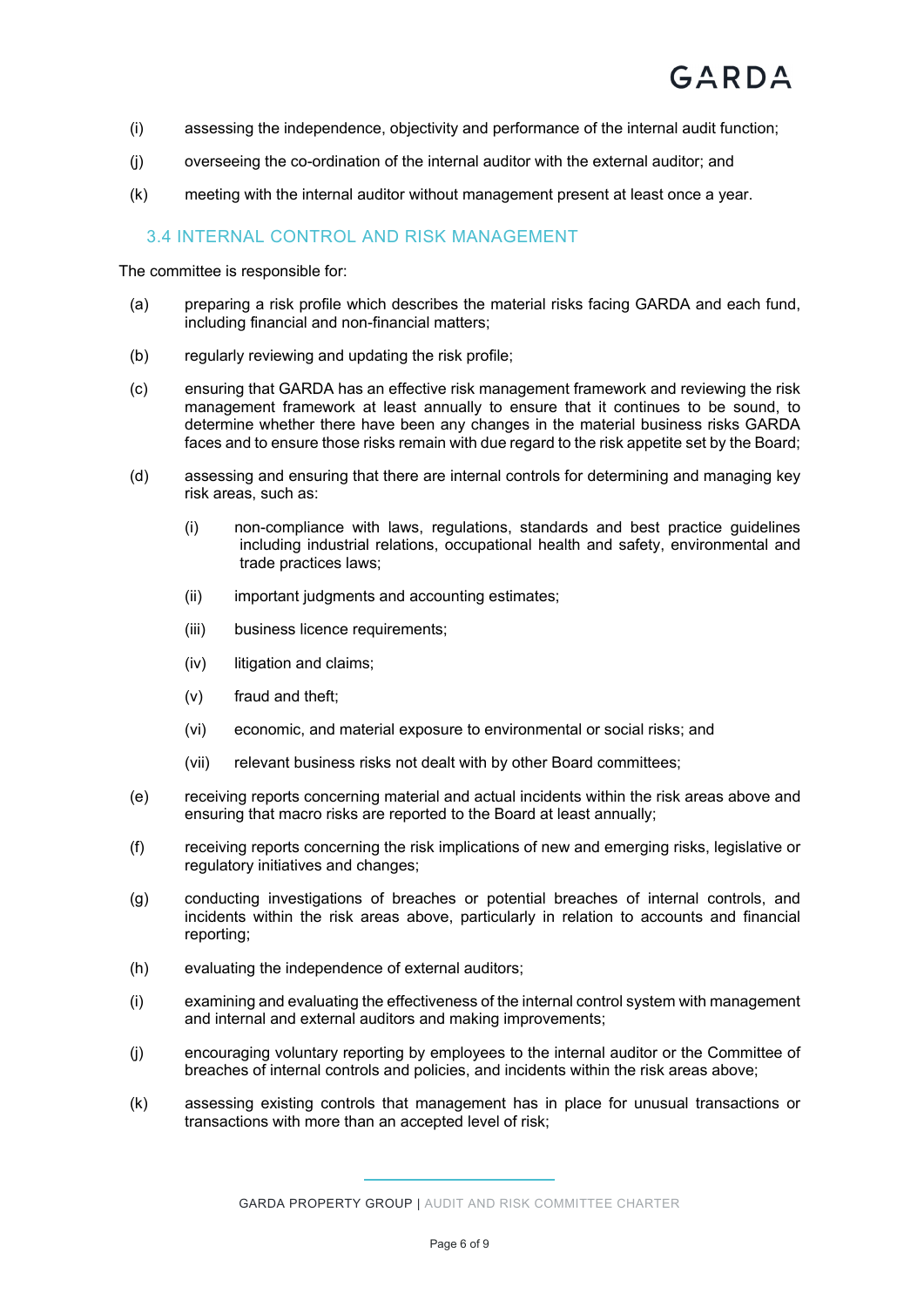(i) assessing the independence, objectivity and performance of the internal audit function;

(j) overseeing the co-ordination of the internal auditor with the external auditor; and

(k) meeting with the internal auditor without management present at least once a year.

### 3.4 INTERNAL CONTROL AND RISK MANAGEMENT

The committee is responsible for:

(a) preparing a risk profile which describes the material risks facing GARDA and each fund, including financial and non-financial matters;

(b) regularly reviewing and updating the risk profile;

(c) ensuring that GARDA has an effective risk management framework and reviewing the risk management framework at least annually to ensure that it continues to be sound, to determine whether there have been any changes in the material business risks GARDA faces and to ensure those risks remain with due regard to the risk appetite set by the Board;

(d) assessing and ensuring that there are internal controls for determining and managing key risk areas, such as:

   (i) non-compliance with laws, regulations, standards and best practice guidelines including industrial relations, occupational health and safety, environmental and trade practices laws;

   (ii) important judgments and accounting estimates;

   (iii) business licence requirements;

   (iv) litigation and claims;

   (v) fraud and theft;

   (vi) economic, and material exposure to environmental or social risks; and

   (vii) relevant business risks not dealt with by other Board committees;

(e) receiving reports concerning material and actual incidents within the risk areas above and ensuring that macro risks are reported to the Board at least annually;

(f) receiving reports concerning the risk implications of new and emerging risks, legislative or regulatory initiatives and changes;

(g) conducting investigations of breaches or potential breaches of internal controls, and incidents within the risk areas above, particularly in relation to accounts and financial reporting;

(h) evaluating the independence of external auditors;

(i) examining and evaluating the effectiveness of the internal control system with management and internal and external auditors and making improvements;

(j) encouraging voluntary reporting by employees to the internal auditor or the Committee of breaches of internal controls and policies, and incidents within the risk areas above;

(k) assessing existing controls that management has in place for unusual transactions or transactions with more than an accepted level of risk;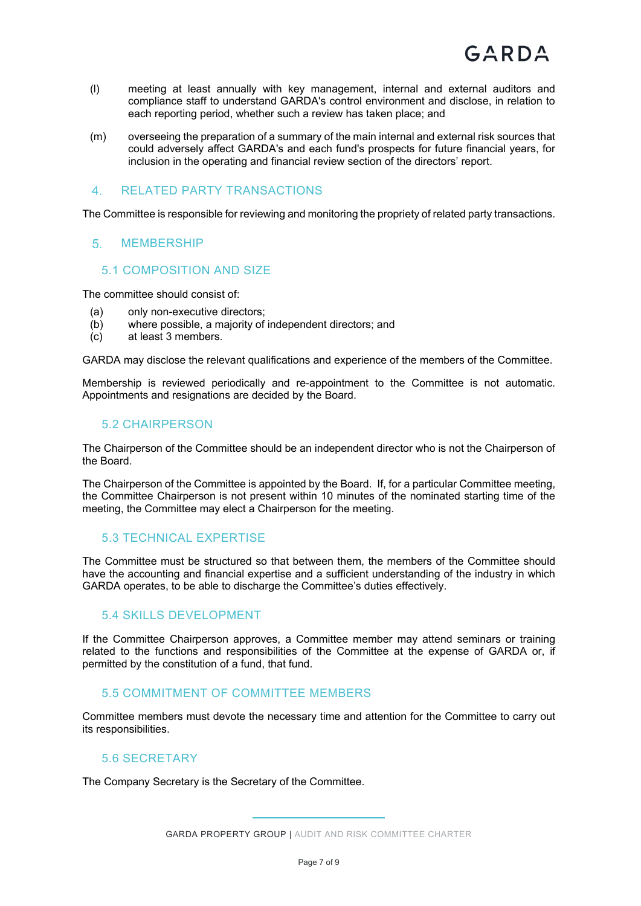(l) meeting at least annually with key management, internal and external auditors and compliance staff to understand GARDA's control environment and disclose, in relation to each reporting period, whether such a review has taken place; and

(m) overseeing the preparation of a summary of the main internal and external risk sources that could adversely affect GARDA's and each fund's prospects for future financial years, for inclusion in the operating and financial review section of the directors' report.

## 4. RELATED PARTY TRANSACTIONS

The Committee is responsible for reviewing and monitoring the propriety of related party transactions.

## 5. MEMBERSHIP

### 5.1 COMPOSITION AND SIZE

The committee should consist of:

(a) only non-executive directors;
(b) where possible, a majority of independent directors; and
(c) at least 3 members.

GARDA may disclose the relevant qualifications and experience of the members of the Committee.

Membership is reviewed periodically and re-appointment to the Committee is not automatic. Appointments and resignations are decided by the Board.

### 5.2 CHAIRPERSON

The Chairperson of the Committee should be an independent director who is not the Chairperson of the Board.

The Chairperson of the Committee is appointed by the Board. If, for a particular Committee meeting, the Committee Chairperson is not present within 10 minutes of the nominated starting time of the meeting, the Committee may elect a Chairperson for the meeting.

### 5.3 TECHNICAL EXPERTISE

The Committee must be structured so that between them, the members of the Committee should have the accounting and financial expertise and a sufficient understanding of the industry in which GARDA operates, to be able to discharge the Committee's duties effectively.

### 5.4 SKILLS DEVELOPMENT

If the Committee Chairperson approves, a Committee member may attend seminars or training related to the functions and responsibilities of the Committee at the expense of GARDA or, if permitted by the constitution of a fund, that fund.

### 5.5 COMMITMENT OF COMMITTEE MEMBERS

Committee members must devote the necessary time and attention for the Committee to carry out its responsibilities.

### 5.6 SECRETARY

The Company Secretary is the Secretary of the Committee.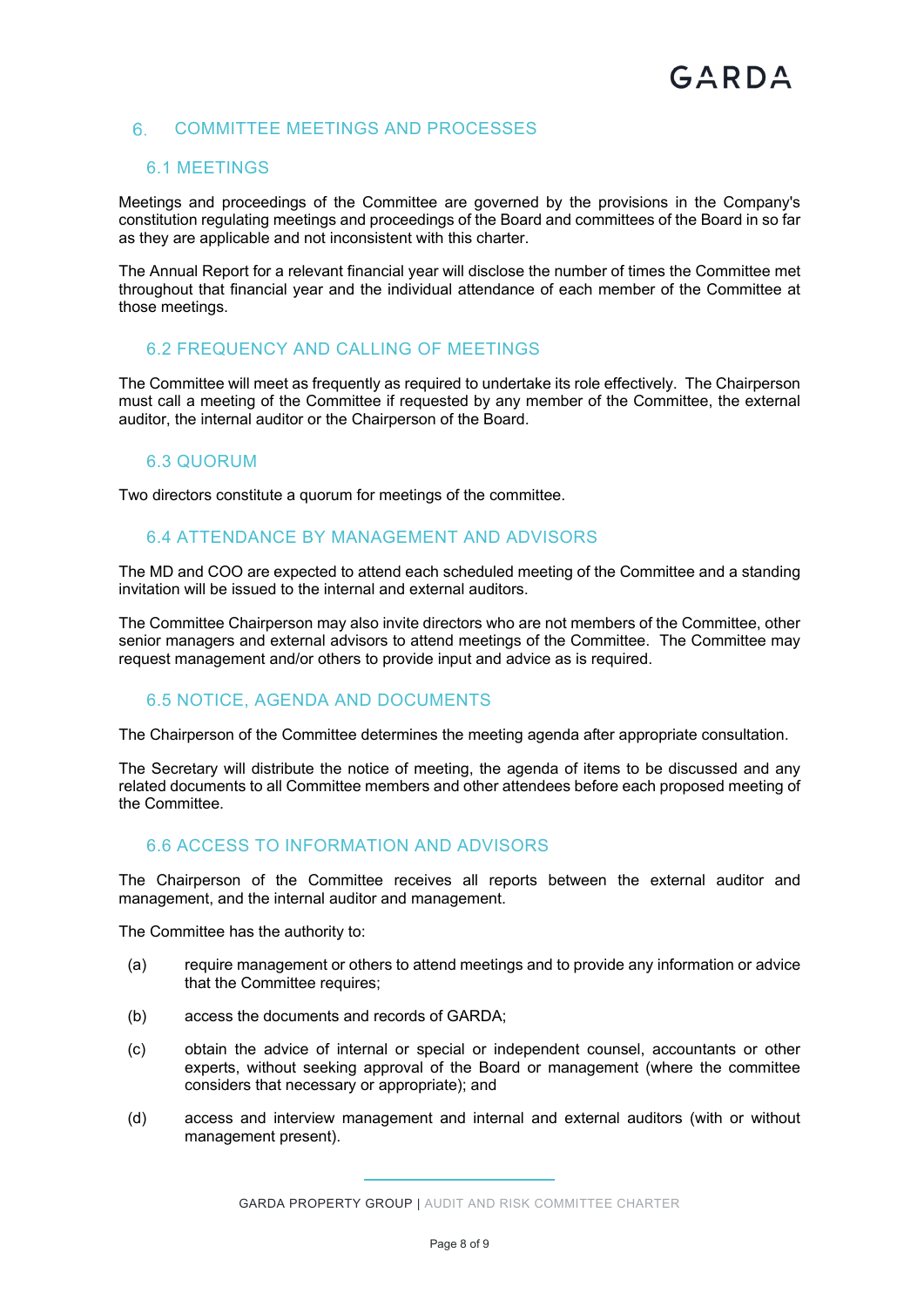## 6. COMMITTEE MEETINGS AND PROCESSES

### 6.1 MEETINGS

Meetings and proceedings of the Committee are governed by the provisions in the Company's constitution regulating meetings and proceedings of the Board and committees of the Board in so far as they are applicable and not inconsistent with this charter.

The Annual Report for a relevant financial year will disclose the number of times the Committee met throughout that financial year and the individual attendance of each member of the Committee at those meetings.

### 6.2 FREQUENCY AND CALLING OF MEETINGS

The Committee will meet as frequently as required to undertake its role effectively. The Chairperson must call a meeting of the Committee if requested by any member of the Committee, the external auditor, the internal auditor or the Chairperson of the Board.

### 6.3 QUORUM

Two directors constitute a quorum for meetings of the committee.

### 6.4 ATTENDANCE BY MANAGEMENT AND ADVISORS

The MD and COO are expected to attend each scheduled meeting of the Committee and a standing invitation will be issued to the internal and external auditors.

The Committee Chairperson may also invite directors who are not members of the Committee, other senior managers and external advisors to attend meetings of the Committee. The Committee may request management and/or others to provide input and advice as is required.

### 6.5 NOTICE, AGENDA AND DOCUMENTS

The Chairperson of the Committee determines the meeting agenda after appropriate consultation.

The Secretary will distribute the notice of meeting, the agenda of items to be discussed and any related documents to all Committee members and other attendees before each proposed meeting of the Committee.

### 6.6 ACCESS TO INFORMATION AND ADVISORS

The Chairperson of the Committee receives all reports between the external auditor and management, and the internal auditor and management.

The Committee has the authority to:

(a) require management or others to attend meetings and to provide any information or advice that the Committee requires;

(b) access the documents and records of GARDA;

(c) obtain the advice of internal or special or independent counsel, accountants or other experts, without seeking approval of the Board or management (where the committee considers that necessary or appropriate); and

(d) access and interview management and internal and external auditors (with or without management present).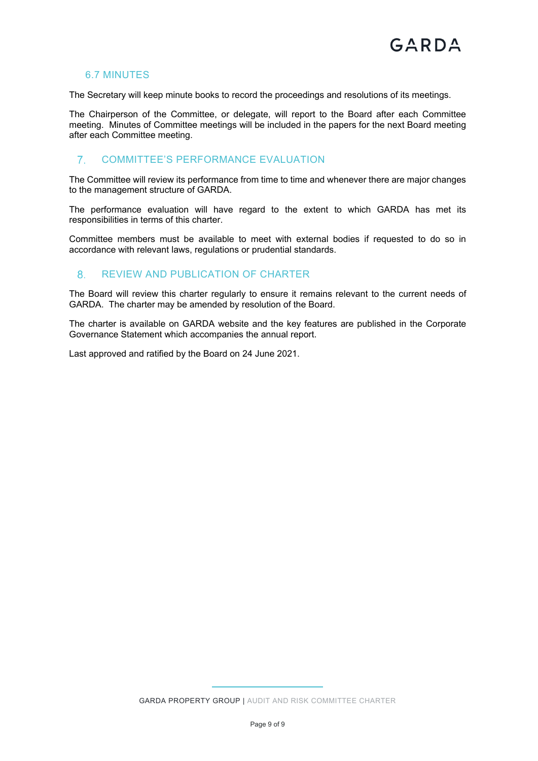### 6.7 MINUTES

The Secretary will keep minute books to record the proceedings and resolutions of its meetings.

The Chairperson of the Committee, or delegate, will report to the Board after each Committee meeting. Minutes of Committee meetings will be included in the papers for the next Board meeting after each Committee meeting.

## 7. COMMITTEE'S PERFORMANCE EVALUATION

The Committee will review its performance from time to time and whenever there are major changes to the management structure of GARDA.

The performance evaluation will have regard to the extent to which GARDA has met its responsibilities in terms of this charter.

Committee members must be available to meet with external bodies if requested to do so in accordance with relevant laws, regulations or prudential standards.

## 8. REVIEW AND PUBLICATION OF CHARTER

The Board will review this charter regularly to ensure it remains relevant to the current needs of GARDA. The charter may be amended by resolution of the Board.

The charter is available on GARDA website and the key features are published in the Corporate Governance Statement which accompanies the annual report.

Last approved and ratified by the Board on 24 June 2021.